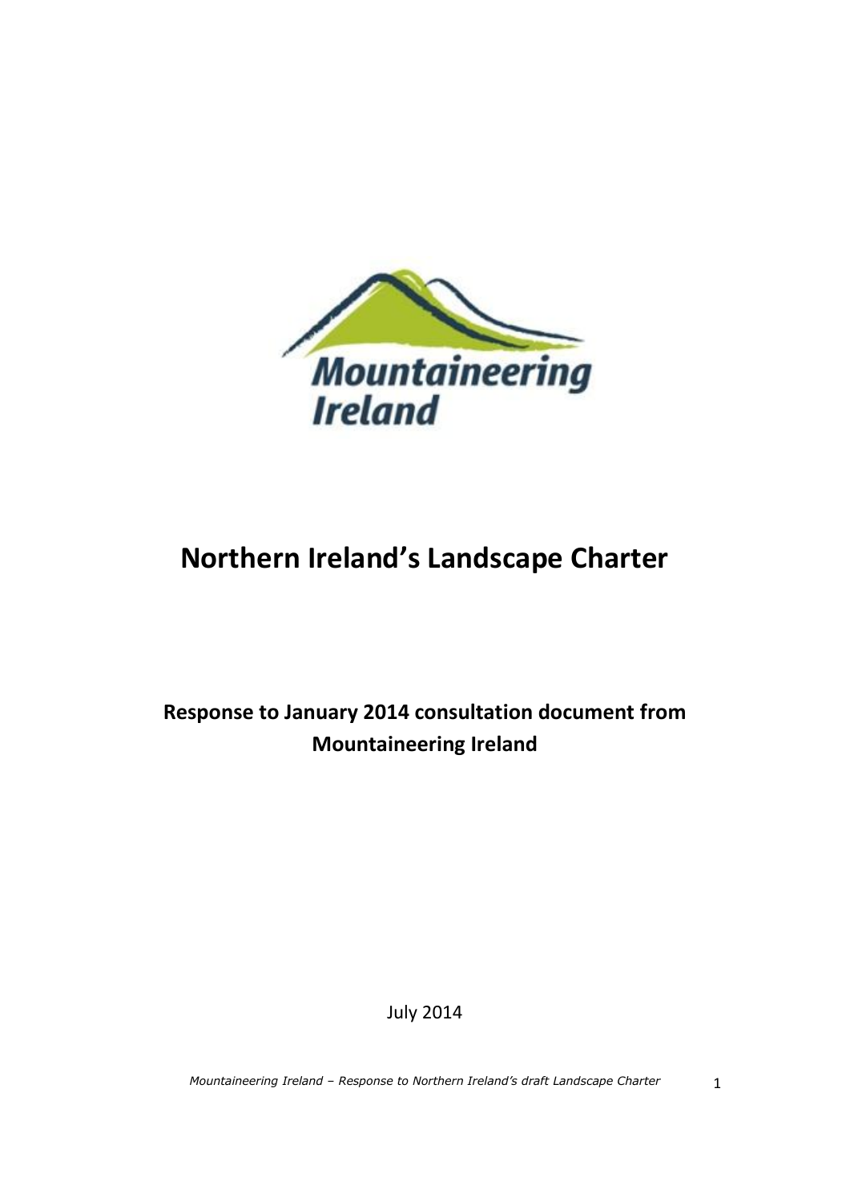# Northern Ireland's Landscape Charter

## Response to January 2014 consultation document from Mountaineering Ireland

July 2014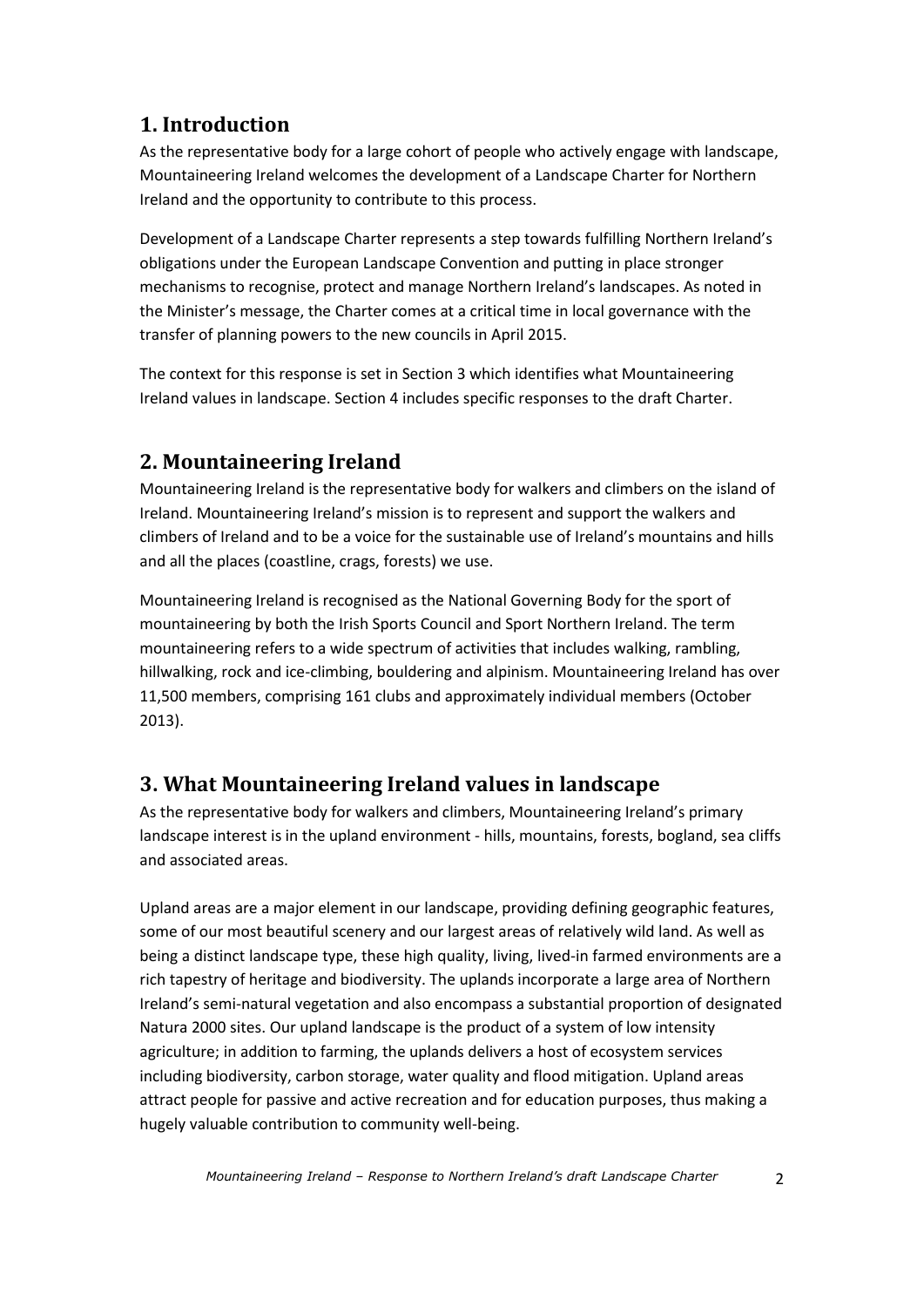## 1. Introduction

As the representative body for a large cohort of people who actively engage with landscape, Mountaineering Ireland welcomes the development of a Landscape Charter for Northern Ireland and the opportunity to contribute to this process.

Development of a Landscape Charter represents a step towards fulfilling Northern Ireland's obligations under the European Landscape Convention and putting in place stronger mechanisms to recognise, protect and manage Northern Ireland's landscapes. As noted in the Minister's message, the Charter comes at a critical time in local governance with the transfer of planning powers to the new councils in April 2015.

The context for this response is set in Section 3 which identifies what Mountaineering Ireland values in landscape. Section 4 includes specific responses to the draft Charter.

## 2. Mountaineering Ireland

Mountaineering Ireland is the representative body for walkers and climbers on the island of Ireland. Mountaineering Ireland's mission is to represent and support the walkers and climbers of Ireland and to be a voice for the sustainable use of Ireland's mountains and hills and all the places (coastline, crags, forests) we use.

Mountaineering Ireland is recognised as the National Governing Body for the sport of mountaineering by both the Irish Sports Council and Sport Northern Ireland. The term mountaineering refers to a wide spectrum of activities that includes walking, rambling, hillwalking, rock and ice-climbing, bouldering and alpinism. Mountaineering Ireland has over 11,500 members, comprising 161 clubs and approximately individual members (October 2013).

## 3. What Mountaineering Ireland values in landscape

As the representative body for walkers and climbers, Mountaineering Ireland's primary landscape interest is in the upland environment - hills, mountains, forests, bogland, sea cliffs and associated areas.

Upland areas are a major element in our landscape, providing defining geographic features, some of our most beautiful scenery and our largest areas of relatively wild land. As well as being a distinct landscape type, these high quality, living, lived-in farmed environments are a rich tapestry of heritage and biodiversity. The uplands incorporate a large area of Northern Ireland's semi-natural vegetation and also encompass a substantial proportion of designated Natura 2000 sites. Our upland landscape is the product of a system of low intensity agriculture; in addition to farming, the uplands delivers a host of ecosystem services including biodiversity, carbon storage, water quality and flood mitigation. Upland areas attract people for passive and active recreation and for education purposes, thus making a hugely valuable contribution to community well-being.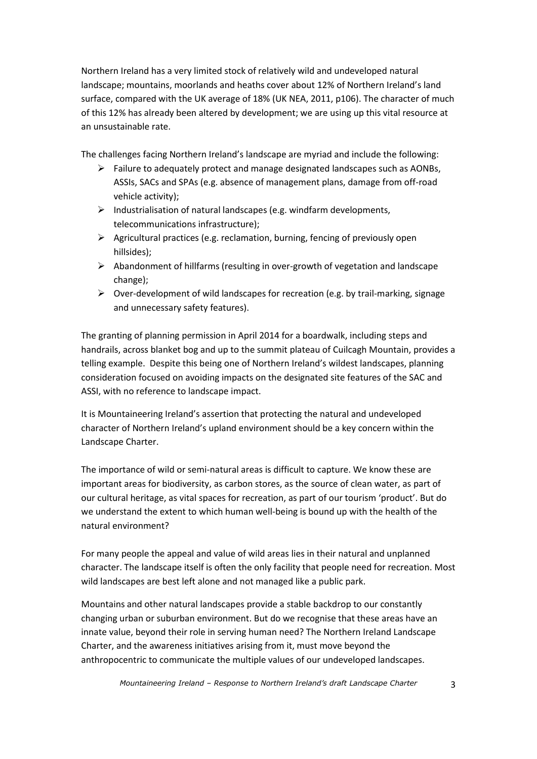Northern Ireland has a very limited stock of relatively wild and undeveloped natural landscape; mountains, moorlands and heaths cover about 12% of Northern Ireland's land surface, compared with the UK average of 18% (UK NEA, 2011, p106). The character of much of this 12% has already been altered by development; we are using up this vital resource at an unsustainable rate.

The challenges facing Northern Ireland's landscape are myriad and include the following:

- Failure to adequately protect and manage designated landscapes such as AONBs, ASSIs, SACs and SPAs (e.g. absence of management plans, damage from off-road vehicle activity);
- Industrialisation of natural landscapes (e.g. windfarm developments, telecommunications infrastructure);
- Agricultural practices (e.g. reclamation, burning, fencing of previously open hillsides);
- Abandonment of hillfarms (resulting in over-growth of vegetation and landscape change);
- Over-development of wild landscapes for recreation (e.g. by trail-marking, signage and unnecessary safety features).

The granting of planning permission in April 2014 for a boardwalk, including steps and handrails, across blanket bog and up to the summit plateau of Cuilcagh Mountain, provides a telling example. Despite this being one of Northern Ireland's wildest landscapes, planning consideration focused on avoiding impacts on the designated site features of the SAC and ASSI, with no reference to landscape impact.

It is Mountaineering Ireland's assertion that protecting the natural and undeveloped character of Northern Ireland's upland environment should be a key concern within the Landscape Charter.

The importance of wild or semi-natural areas is difficult to capture. We know these are important areas for biodiversity, as carbon stores, as the source of clean water, as part of our cultural heritage, as vital spaces for recreation, as part of our tourism 'product'. But do we understand the extent to which human well-being is bound up with the health of the natural environment?

For many people the appeal and value of wild areas lies in their natural and unplanned character. The landscape itself is often the only facility that people need for recreation. Most wild landscapes are best left alone and not managed like a public park.

Mountains and other natural landscapes provide a stable backdrop to our constantly changing urban or suburban environment. But do we recognise that these areas have an innate value, beyond their role in serving human need? The Northern Ireland Landscape Charter, and the awareness initiatives arising from it, must move beyond the anthropocentric to communicate the multiple values of our undeveloped landscapes.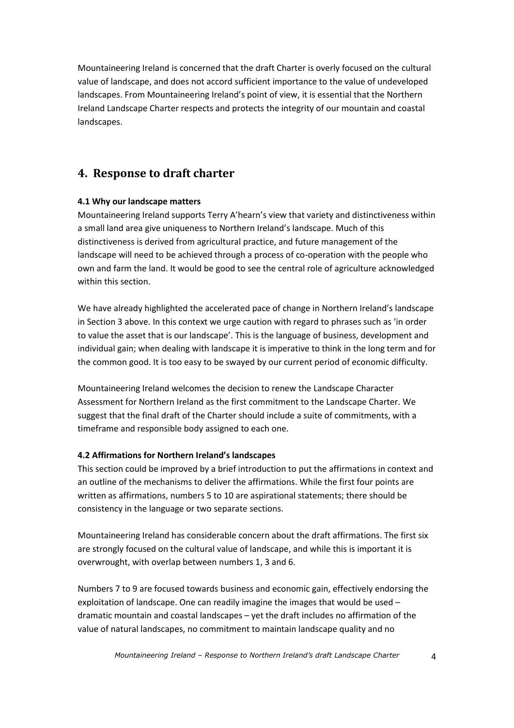Mountaineering Ireland is concerned that the draft Charter is overly focused on the cultural value of landscape, and does not accord sufficient importance to the value of undeveloped landscapes. From Mountaineering Ireland's point of view, it is essential that the Northern Ireland Landscape Charter respects and protects the integrity of our mountain and coastal landscapes.

## 4. Response to draft charter

**4.1 Why our landscape matters**

Mountaineering Ireland supports Terry A'hearn's view that variety and distinctiveness within a small land area give uniqueness to Northern Ireland's landscape. Much of this distinctiveness is derived from agricultural practice, and future management of the landscape will need to be achieved through a process of co-operation with the people who own and farm the land. It would be good to see the central role of agriculture acknowledged within this section.

We have already highlighted the accelerated pace of change in Northern Ireland's landscape in Section 3 above. In this context we urge caution with regard to phrases such as 'in order to value the asset that is our landscape'. This is the language of business, development and individual gain; when dealing with landscape it is imperative to think in the long term and for the common good. It is too easy to be swayed by our current period of economic difficulty.

Mountaineering Ireland welcomes the decision to renew the Landscape Character Assessment for Northern Ireland as the first commitment to the Landscape Charter. We suggest that the final draft of the Charter should include a suite of commitments, with a timeframe and responsible body assigned to each one.

**4.2 Affirmations for Northern Ireland's landscapes**

This section could be improved by a brief introduction to put the affirmations in context and an outline of the mechanisms to deliver the affirmations. While the first four points are written as affirmations, numbers 5 to 10 are aspirational statements; there should be consistency in the language or two separate sections.

Mountaineering Ireland has considerable concern about the draft affirmations. The first six are strongly focused on the cultural value of landscape, and while this is important it is overwrought, with overlap between numbers 1, 3 and 6.

Numbers 7 to 9 are focused towards business and economic gain, effectively endorsing the exploitation of landscape. One can readily imagine the images that would be used – dramatic mountain and coastal landscapes – yet the draft includes no affirmation of the value of natural landscapes, no commitment to maintain landscape quality and no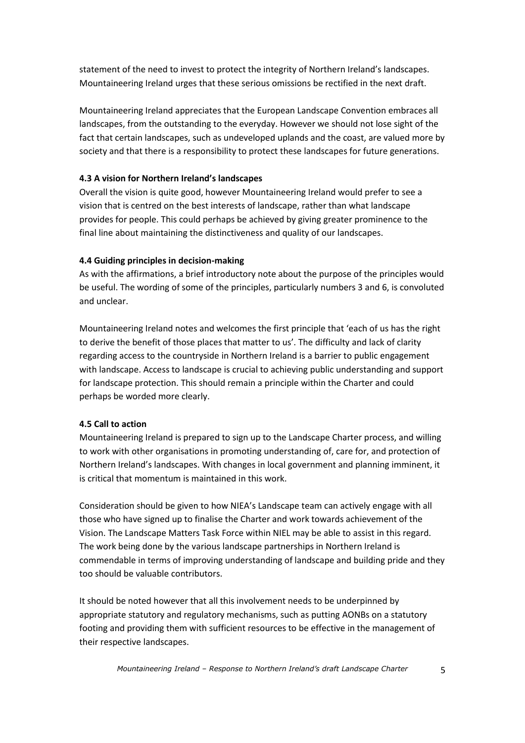statement of the need to invest to protect the integrity of Northern Ireland's landscapes. Mountaineering Ireland urges that these serious omissions be rectified in the next draft.

Mountaineering Ireland appreciates that the European Landscape Convention embraces all landscapes, from the outstanding to the everyday. However we should not lose sight of the fact that certain landscapes, such as undeveloped uplands and the coast, are valued more by society and that there is a responsibility to protect these landscapes for future generations.

**4.3 A vision for Northern Ireland's landscapes**

Overall the vision is quite good, however Mountaineering Ireland would prefer to see a vision that is centred on the best interests of landscape, rather than what landscape provides for people. This could perhaps be achieved by giving greater prominence to the final line about maintaining the distinctiveness and quality of our landscapes.

**4.4 Guiding principles in decision-making**

As with the affirmations, a brief introductory note about the purpose of the principles would be useful. The wording of some of the principles, particularly numbers 3 and 6, is convoluted and unclear.

Mountaineering Ireland notes and welcomes the first principle that 'each of us has the right to derive the benefit of those places that matter to us'. The difficulty and lack of clarity regarding access to the countryside in Northern Ireland is a barrier to public engagement with landscape. Access to landscape is crucial to achieving public understanding and support for landscape protection. This should remain a principle within the Charter and could perhaps be worded more clearly.

**4.5 Call to action**

Mountaineering Ireland is prepared to sign up to the Landscape Charter process, and willing to work with other organisations in promoting understanding of, care for, and protection of Northern Ireland's landscapes. With changes in local government and planning imminent, it is critical that momentum is maintained in this work.

Consideration should be given to how NIEA's Landscape team can actively engage with all those who have signed up to finalise the Charter and work towards achievement of the Vision. The Landscape Matters Task Force within NIEL may be able to assist in this regard. The work being done by the various landscape partnerships in Northern Ireland is commendable in terms of improving understanding of landscape and building pride and they too should be valuable contributors.

It should be noted however that all this involvement needs to be underpinned by appropriate statutory and regulatory mechanisms, such as putting AONBs on a statutory footing and providing them with sufficient resources to be effective in the management of their respective landscapes.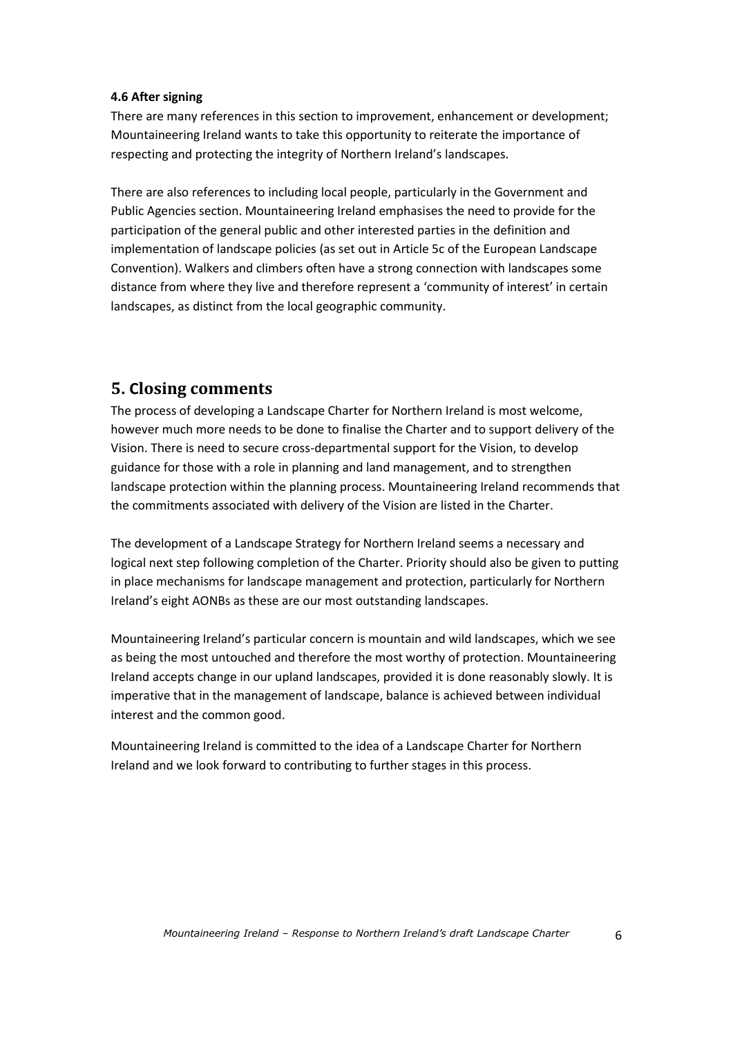#### 4.6 After signing

There are many references in this section to improvement, enhancement or development; Mountaineering Ireland wants to take this opportunity to reiterate the importance of respecting and protecting the integrity of Northern Ireland's landscapes.

There are also references to including local people, particularly in the Government and Public Agencies section. Mountaineering Ireland emphasises the need to provide for the participation of the general public and other interested parties in the definition and implementation of landscape policies (as set out in Article 5c of the European Landscape Convention). Walkers and climbers often have a strong connection with landscapes some distance from where they live and therefore represent a 'community of interest' in certain landscapes, as distinct from the local geographic community.

## 5. Closing comments

The process of developing a Landscape Charter for Northern Ireland is most welcome, however much more needs to be done to finalise the Charter and to support delivery of the Vision. There is need to secure cross-departmental support for the Vision, to develop guidance for those with a role in planning and land management, and to strengthen landscape protection within the planning process. Mountaineering Ireland recommends that the commitments associated with delivery of the Vision are listed in the Charter.

The development of a Landscape Strategy for Northern Ireland seems a necessary and logical next step following completion of the Charter. Priority should also be given to putting in place mechanisms for landscape management and protection, particularly for Northern Ireland's eight AONBs as these are our most outstanding landscapes.

Mountaineering Ireland's particular concern is mountain and wild landscapes, which we see as being the most untouched and therefore the most worthy of protection. Mountaineering Ireland accepts change in our upland landscapes, provided it is done reasonably slowly. It is imperative that in the management of landscape, balance is achieved between individual interest and the common good.

Mountaineering Ireland is committed to the idea of a Landscape Charter for Northern Ireland and we look forward to contributing to further stages in this process.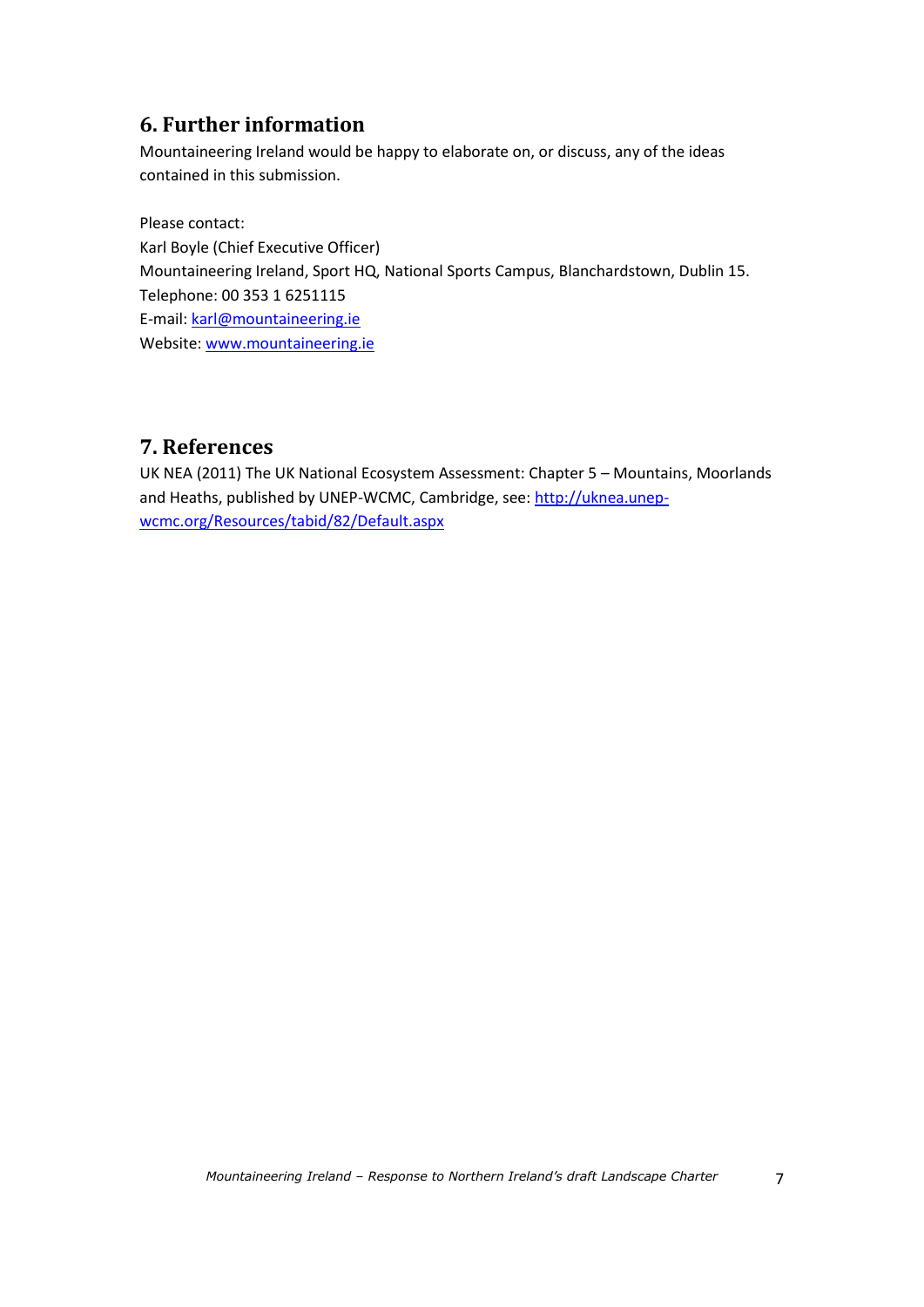## 6. Further information

Mountaineering Ireland would be happy to elaborate on, or discuss, any of the ideas contained in this submission.

Please contact:
Karl Boyle (Chief Executive Officer)
Mountaineering Ireland, Sport HQ, National Sports Campus, Blanchardstown, Dublin 15.
Telephone: 00 353 1 6251115
E-mail: karl@mountaineering.ie
Website: www.mountaineering.ie

## 7. References

UK NEA (2011) The UK National Ecosystem Assessment: Chapter 5 – Mountains, Moorlands and Heaths, published by UNEP-WCMC, Cambridge, see: http://uknea.unep-wcmc.org/Resources/tabid/82/Default.aspx